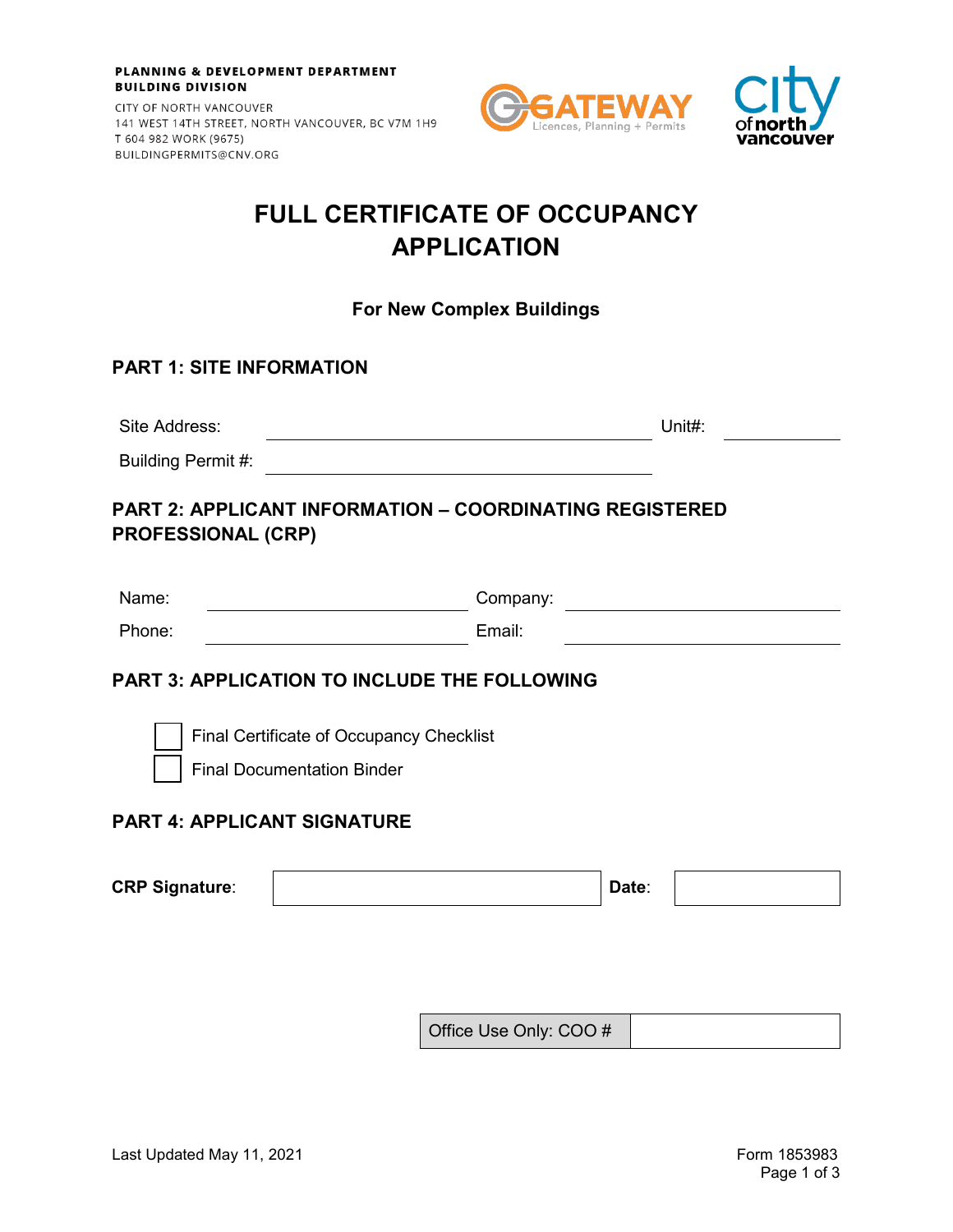**PLANNING & DEVELOPMENT DEPARTMENT**
**BUILDING DIVISION**

CITY OF NORTH VANCOUVER
141 WEST 14TH STREET, NORTH VANCOUVER, BC V7M 1H9
T 604 982 WORK (9675)
BUILDINGPERMITS@CNV.ORG

GATEWAY Licences, Planning + Permits

city of north vancouver

# FULL CERTIFICATE OF OCCUPANCY APPLICATION

**For New Complex Buildings**

## PART 1: SITE INFORMATION

Site Address: ______________________ Unit#: __________

Building Permit #: ______________________

## PART 2: APPLICANT INFORMATION – COORDINATING REGISTERED PROFESSIONAL (CRP)

Name: ______________________ Company: ______________________

Phone: ______________________ Email: ______________________

## PART 3: APPLICATION TO INCLUDE THE FOLLOWING

- [ ] Final Certificate of Occupancy Checklist
- [ ] Final Documentation Binder

## PART 4: APPLICANT SIGNATURE

| **CRP Signature**: | | **Date**: | |
|---|---|---|---|

| Office Use Only: COO # | |
|---|---|

Last Updated May 11, 2021

Form 1853983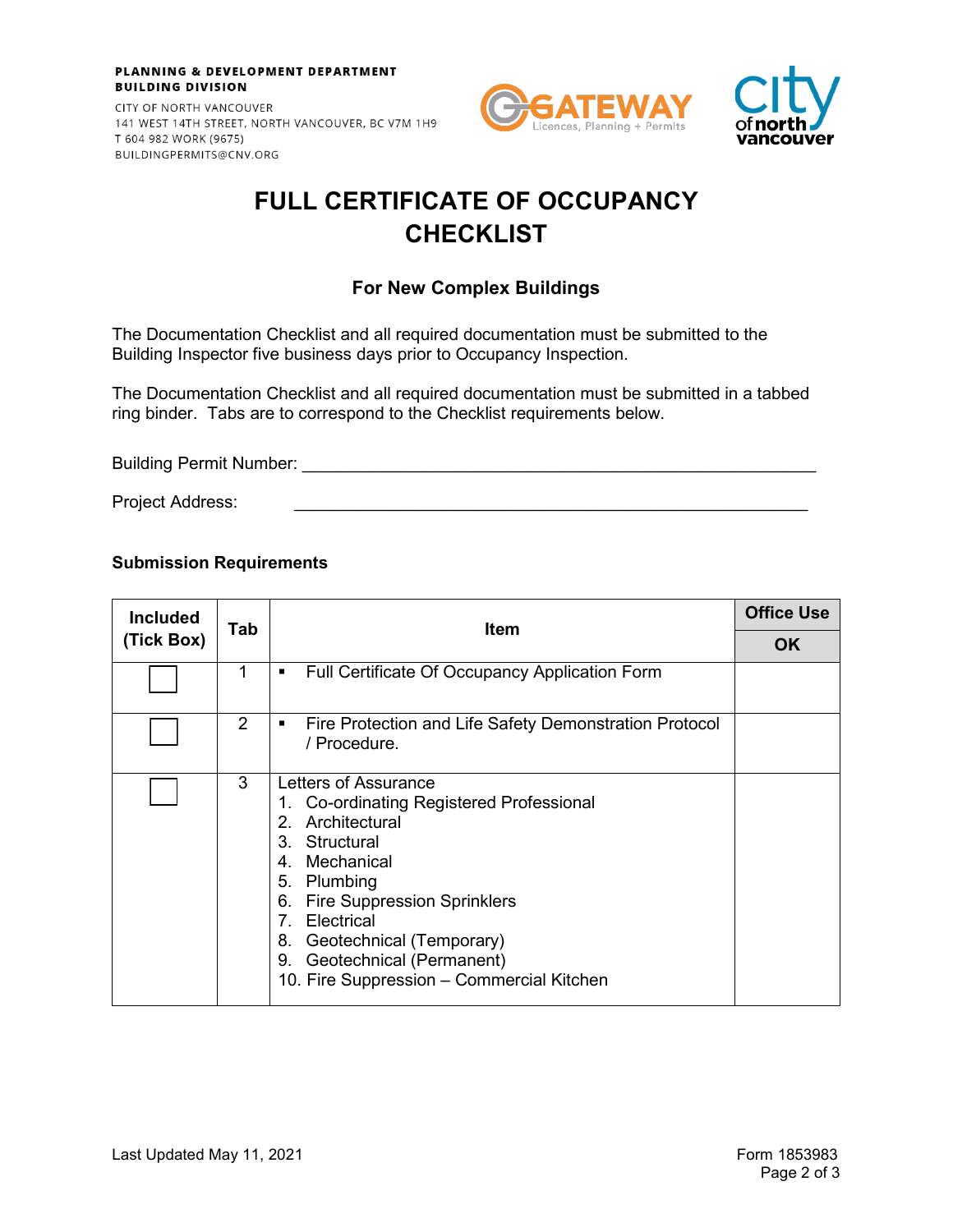PLANNING & DEVELOPMENT DEPARTMENT
BUILDING DIVISION

CITY OF NORTH VANCOUVER
141 WEST 14TH STREET, NORTH VANCOUVER, BC V7M 1H9
T 604 982 WORK (9675)
BUILDINGPERMITS@CNV.ORG

# FULL CERTIFICATE OF OCCUPANCY CHECKLIST

### For New Complex Buildings

The Documentation Checklist and all required documentation must be submitted to the Building Inspector five business days prior to Occupancy Inspection.

The Documentation Checklist and all required documentation must be submitted in a tabbed ring binder. Tabs are to correspond to the Checklist requirements below.

Building Permit Number: ______________________________________________

Project Address: ______________________________________________

**Submission Requirements**

| Included (Tick Box) | Tab | Item | Office Use OK |
|---|---|---|---|
| ☐ | 1 | ▪ Full Certificate Of Occupancy Application Form | |
| ☐ | 2 | ▪ Fire Protection and Life Safety Demonstration Protocol / Procedure. | |
| ☐ | 3 | Letters of Assurance<br>1. Co-ordinating Registered Professional<br>2. Architectural<br>3. Structural<br>4. Mechanical<br>5. Plumbing<br>6. Fire Suppression Sprinklers<br>7. Electrical<br>8. Geotechnical (Temporary)<br>9. Geotechnical (Permanent)<br>10. Fire Suppression – Commercial Kitchen | |

Last Updated May 11, 2021

Form 1853983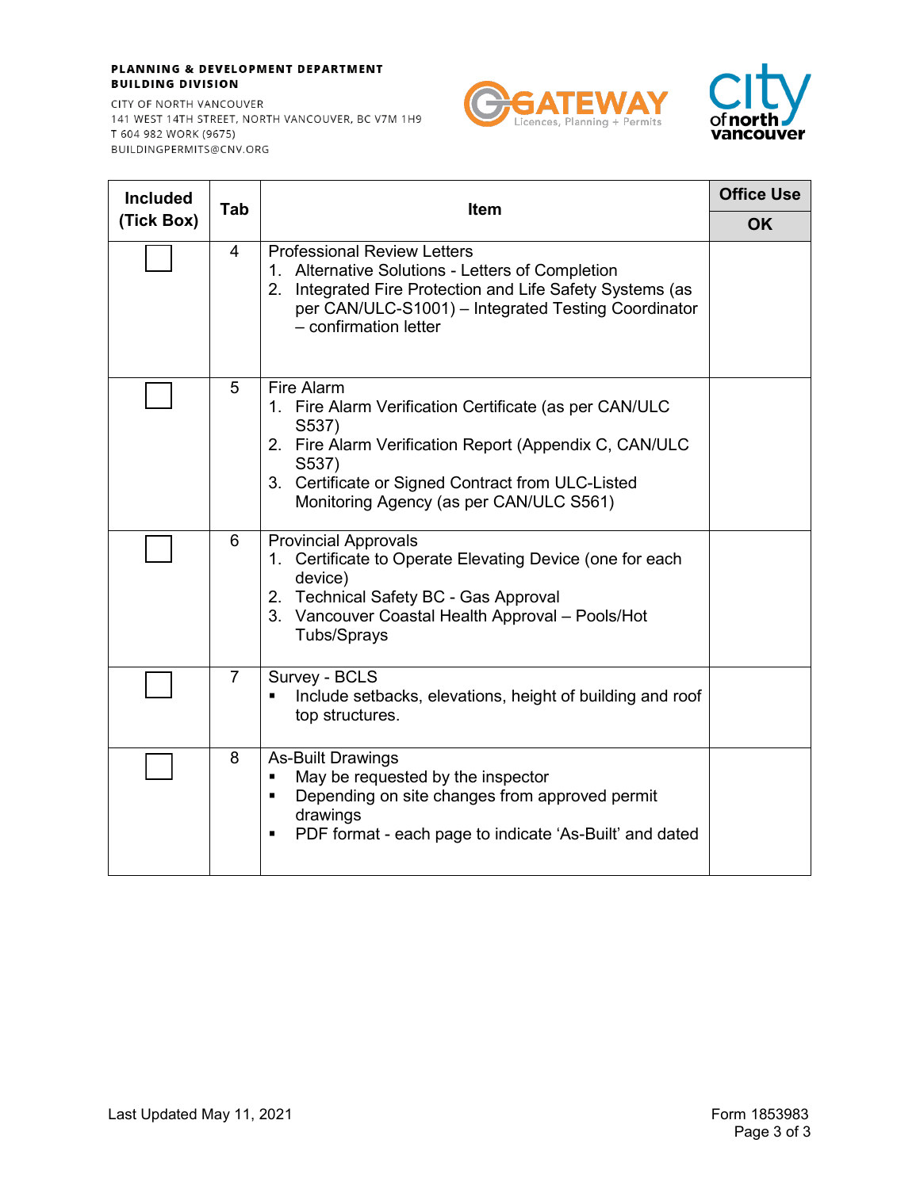**PLANNING & DEVELOPMENT DEPARTMENT**
**BUILDING DIVISION**

CITY OF NORTH VANCOUVER
141 WEST 14TH STREET, NORTH VANCOUVER, BC V7M 1H9
T 604 982 WORK (9675)
BUILDINGPERMITS@CNV.ORG

| Included (Tick Box) | Tab | Item | Office Use OK |
|---|---|---|---|
| ☐ | 4 | Professional Review Letters<br>1. Alternative Solutions - Letters of Completion<br>2. Integrated Fire Protection and Life Safety Systems (as per CAN/ULC-S1001) – Integrated Testing Coordinator – confirmation letter | |
| ☐ | 5 | Fire Alarm<br>1. Fire Alarm Verification Certificate (as per CAN/ULC S537)<br>2. Fire Alarm Verification Report (Appendix C, CAN/ULC S537)<br>3. Certificate or Signed Contract from ULC-Listed Monitoring Agency (as per CAN/ULC S561) | |
| ☐ | 6 | Provincial Approvals<br>1. Certificate to Operate Elevating Device (one for each device)<br>2. Technical Safety BC - Gas Approval<br>3. Vancouver Coastal Health Approval – Pools/Hot Tubs/Sprays | |
| ☐ | 7 | Survey - BCLS<br>▪ Include setbacks, elevations, height of building and roof top structures. | |
| ☐ | 8 | As-Built Drawings<br>▪ May be requested by the inspector<br>▪ Depending on site changes from approved permit drawings<br>▪ PDF format - each page to indicate 'As-Built' and dated | |

Last Updated May 11, 2021

Form 1853983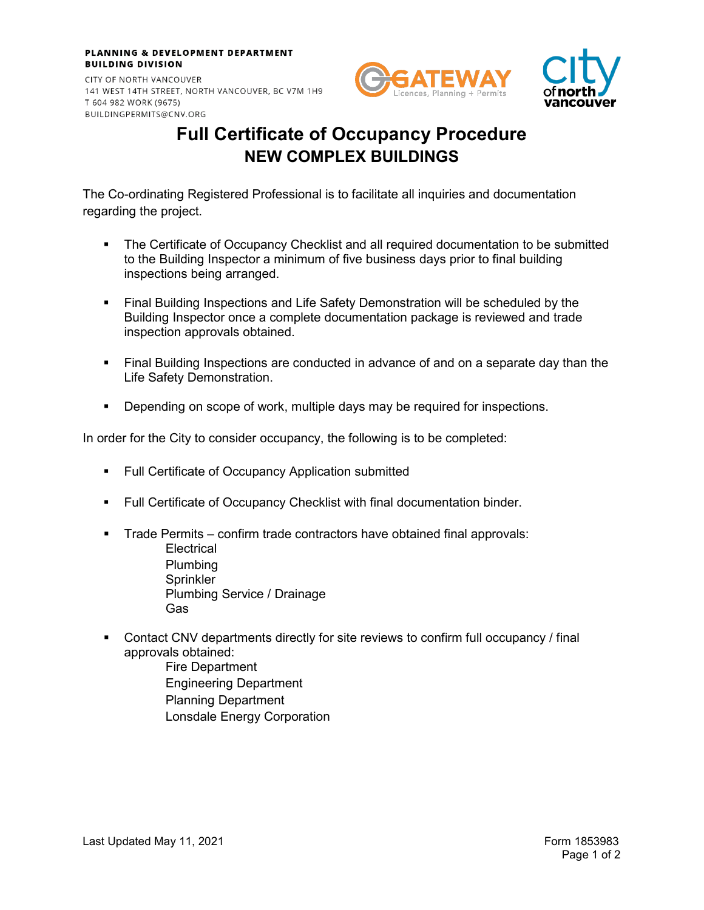**PLANNING & DEVELOPMENT DEPARTMENT**
**BUILDING DIVISION**

CITY OF NORTH VANCOUVER
141 WEST 14TH STREET, NORTH VANCOUVER, BC V7M 1H9
T 604 982 WORK (9675)
BUILDINGPERMITS@CNV.ORG

# Full Certificate of Occupancy Procedure
## NEW COMPLEX BUILDINGS

The Co-ordinating Registered Professional is to facilitate all inquiries and documentation regarding the project.

- The Certificate of Occupancy Checklist and all required documentation to be submitted to the Building Inspector a minimum of five business days prior to final building inspections being arranged.
- Final Building Inspections and Life Safety Demonstration will be scheduled by the Building Inspector once a complete documentation package is reviewed and trade inspection approvals obtained.
- Final Building Inspections are conducted in advance of and on a separate day than the Life Safety Demonstration.
- Depending on scope of work, multiple days may be required for inspections.

In order for the City to consider occupancy, the following is to be completed:

- Full Certificate of Occupancy Application submitted
- Full Certificate of Occupancy Checklist with final documentation binder.
- Trade Permits – confirm trade contractors have obtained final approvals:
  - Electrical
  - Plumbing
  - Sprinkler
  - Plumbing Service / Drainage
  - Gas
- Contact CNV departments directly for site reviews to confirm full occupancy / final approvals obtained:
  - Fire Department
  - Engineering Department
  - Planning Department
  - Lonsdale Energy Corporation

Last Updated May 11, 2021

Form 1853983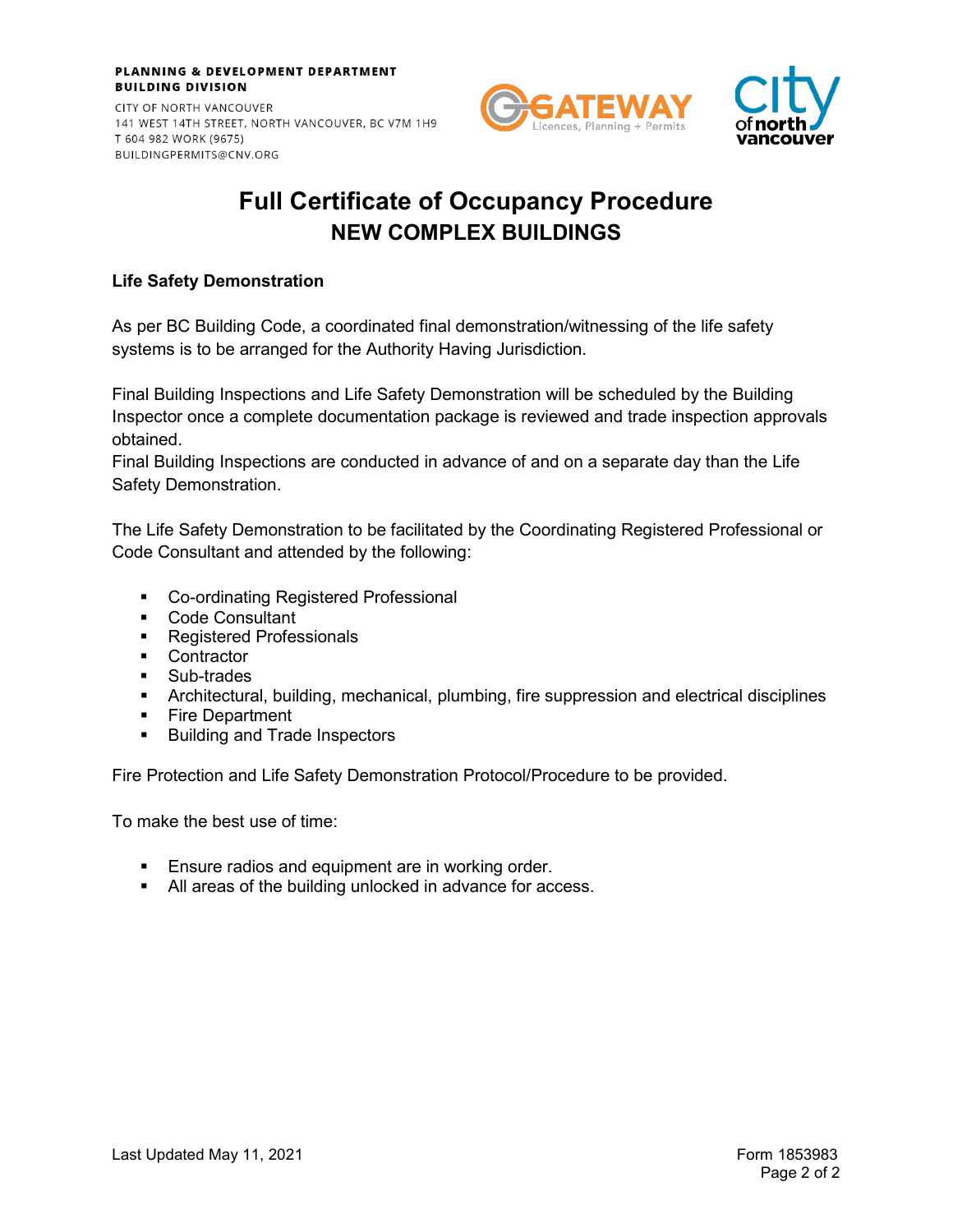**PLANNING & DEVELOPMENT DEPARTMENT**
**BUILDING DIVISION**

CITY OF NORTH VANCOUVER
141 WEST 14TH STREET, NORTH VANCOUVER, BC V7M 1H9
T 604 982 WORK (9675)
BUILDINGPERMITS@CNV.ORG

# Full Certificate of Occupancy Procedure

## NEW COMPLEX BUILDINGS

**Life Safety Demonstration**

As per BC Building Code, a coordinated final demonstration/witnessing of the life safety systems is to be arranged for the Authority Having Jurisdiction.

Final Building Inspections and Life Safety Demonstration will be scheduled by the Building Inspector once a complete documentation package is reviewed and trade inspection approvals obtained.
Final Building Inspections are conducted in advance of and on a separate day than the Life Safety Demonstration.

The Life Safety Demonstration to be facilitated by the Coordinating Registered Professional or Code Consultant and attended by the following:

- Co-ordinating Registered Professional
- Code Consultant
- Registered Professionals
- Contractor
- Sub-trades
- Architectural, building, mechanical, plumbing, fire suppression and electrical disciplines
- Fire Department
- Building and Trade Inspectors

Fire Protection and Life Safety Demonstration Protocol/Procedure to be provided.

To make the best use of time:

- Ensure radios and equipment are in working order.
- All areas of the building unlocked in advance for access.

Last Updated May 11, 2021

Form 1853983